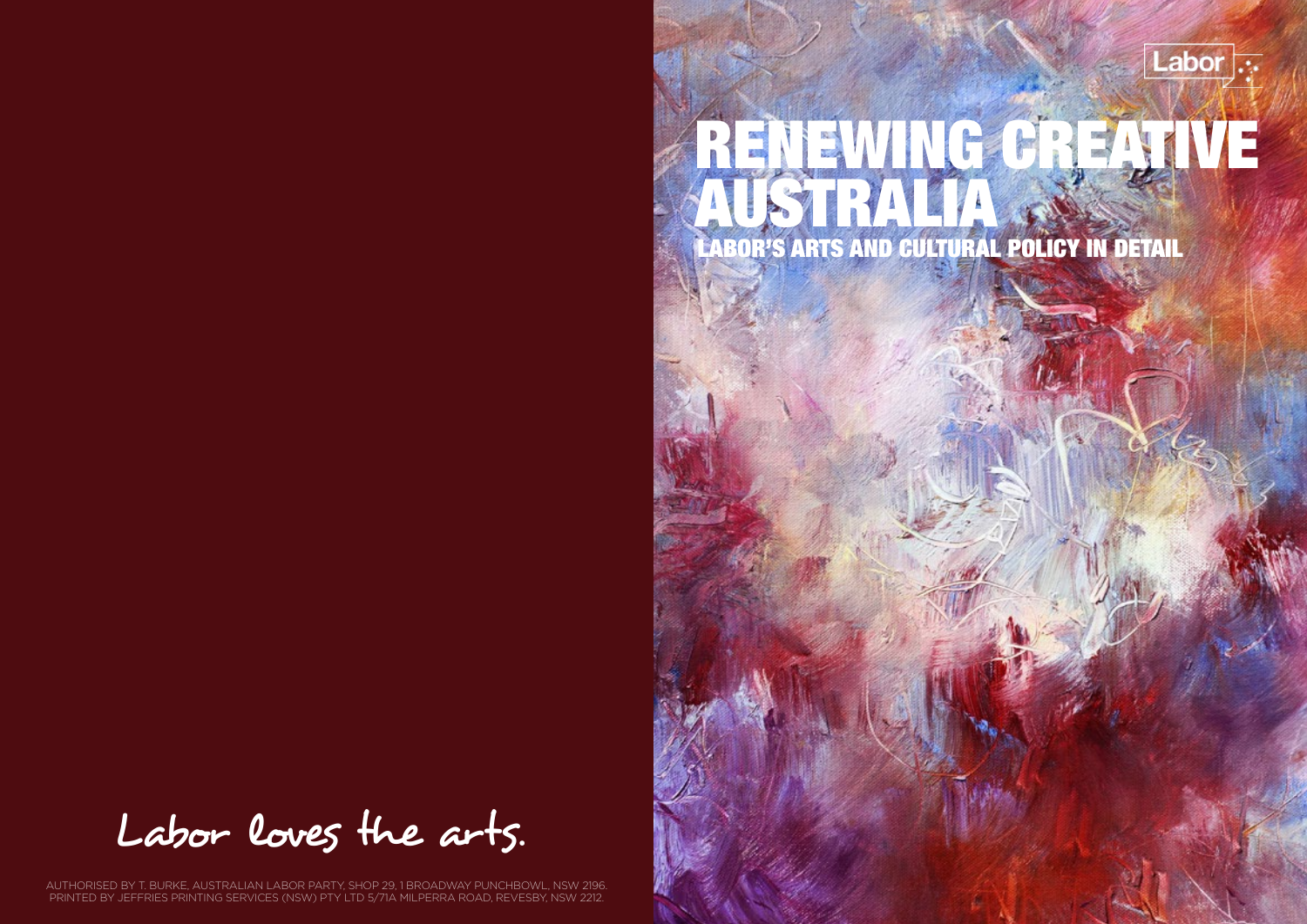Labor

# RENEWING CREATIVE AUSTRALIA

## LABOR'S ARTS AND CULTURAL POLICY IN DETAIL

Labor loves the arts.

AUTHORISED BY T. BURKE, AUSTRALIAN LABOR PARTY, SHOP 29, 1 BROADWAY PUNCHBOWL, NSW 2196.
PRINTED BY JEFFRIES PRINTING SERVICES (NSW) PTY LTD 5/71A MILPERRA ROAD, REVESBY, NSW 2212.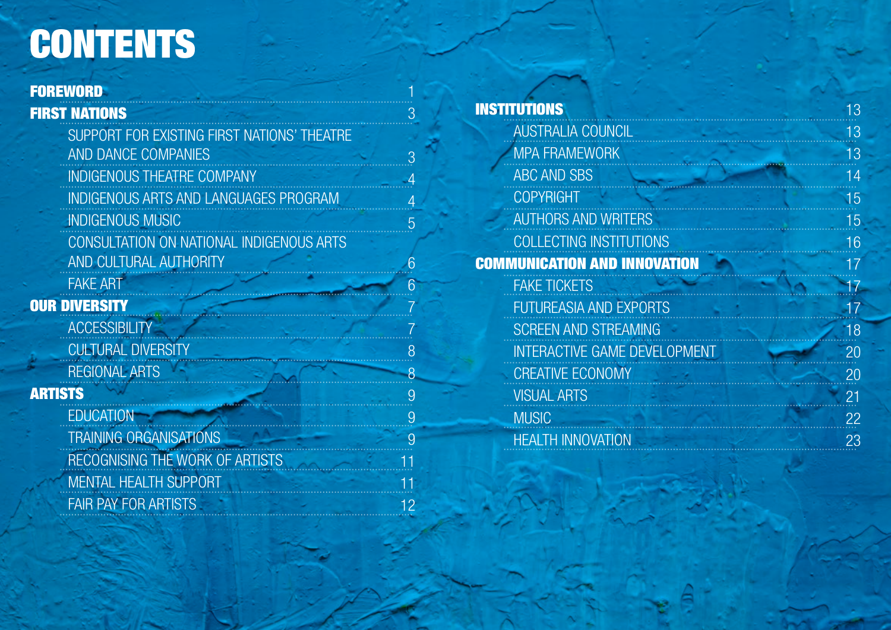# CONTENTS

- **FOREWORD** — 1
- **FIRST NATIONS** — 3
  - SUPPORT FOR EXISTING FIRST NATIONS' THEATRE AND DANCE COMPANIES — 3
  - INDIGENOUS THEATRE COMPANY — 4
  - INDIGENOUS ARTS AND LANGUAGES PROGRAM — 4
  - INDIGENOUS MUSIC — 5
  - CONSULTATION ON NATIONAL INDIGENOUS ARTS AND CULTURAL AUTHORITY — 6
  - FAKE ART — 6
- **OUR DIVERSITY** — 7
  - ACCESSIBILITY — 7
  - CULTURAL DIVERSITY — 8
  - REGIONAL ARTS — 8
- **ARTISTS** — 9
  - EDUCATION — 9
  - TRAINING ORGANISATIONS — 9
  - RECOGNISING THE WORK OF ARTISTS — 11
  - MENTAL HEALTH SUPPORT — 11
  - FAIR PAY FOR ARTISTS — 12
- **INSTITUTIONS** — 13
  - AUSTRALIA COUNCIL — 13
  - MPA FRAMEWORK — 13
  - ABC AND SBS — 14
  - COPYRIGHT — 15
  - AUTHORS AND WRITERS — 15
  - COLLECTING INSTITUTIONS — 16
- **COMMUNICATION AND INNOVATION** — 17
  - FAKE TICKETS — 17
  - FUTUREASIA AND EXPORTS — 17
  - SCREEN AND STREAMING — 18
  - INTERACTIVE GAME DEVELOPMENT — 20
  - CREATIVE ECONOMY — 20
  - VISUAL ARTS — 21
  - MUSIC — 22
  - HEALTH INNOVATION — 23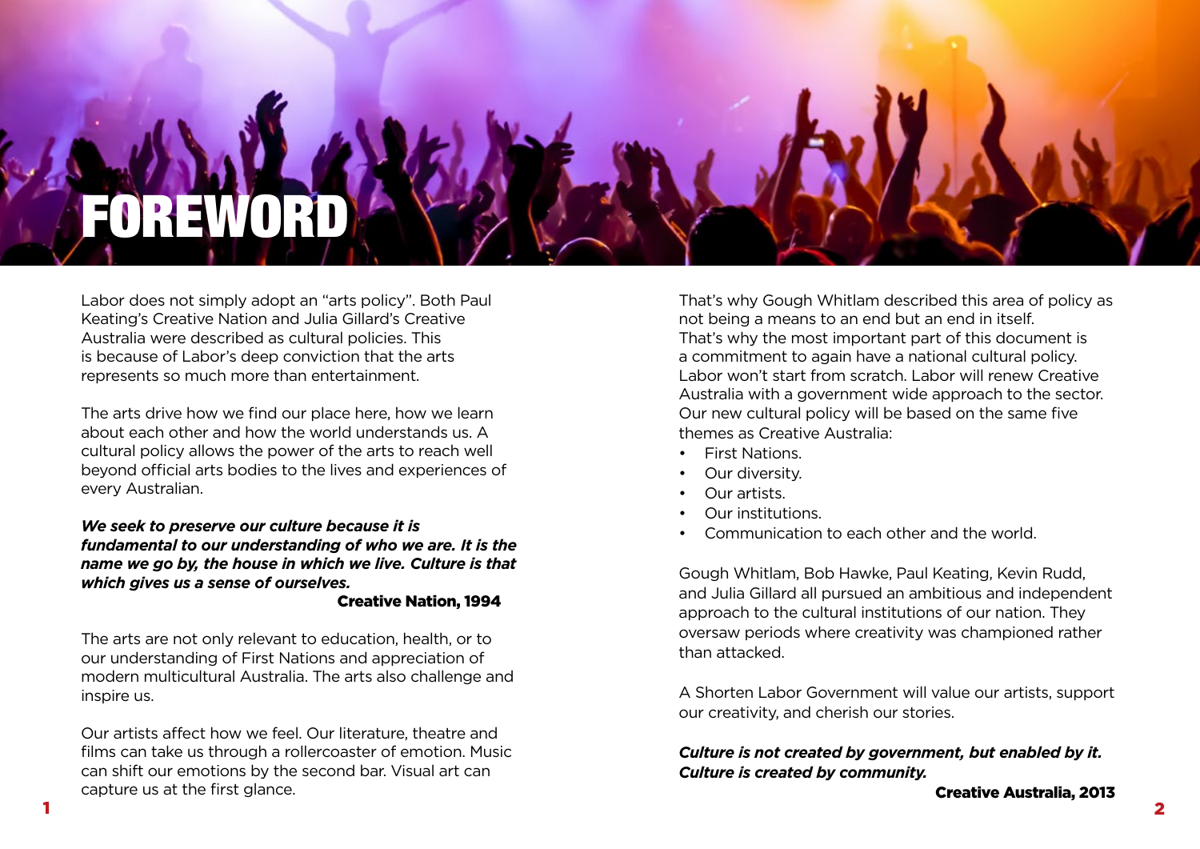# FOREWORD

Labor does not simply adopt an "arts policy". Both Paul Keating's Creative Nation and Julia Gillard's Creative Australia were described as cultural policies. This is because of Labor's deep conviction that the arts represents so much more than entertainment.

The arts drive how we find our place here, how we learn about each other and how the world understands us. A cultural policy allows the power of the arts to reach well beyond official arts bodies to the lives and experiences of every Australian.

***We seek to preserve our culture because it is fundamental to our understanding of who we are. It is the name we go by, the house in which we live. Culture is that which gives us a sense of ourselves.***

**Creative Nation, 1994**

The arts are not only relevant to education, health, or to our understanding of First Nations and appreciation of modern multicultural Australia. The arts also challenge and inspire us.

Our artists affect how we feel. Our literature, theatre and films can take us through a rollercoaster of emotion. Music can shift our emotions by the second bar. Visual art can capture us at the first glance.

That's why Gough Whitlam described this area of policy as not being a means to an end but an end in itself. That's why the most important part of this document is a commitment to again have a national cultural policy. Labor won't start from scratch. Labor will renew Creative Australia with a government wide approach to the sector. Our new cultural policy will be based on the same five themes as Creative Australia:

- First Nations.
- Our diversity.
- Our artists.
- Our institutions.
- Communication to each other and the world.

Gough Whitlam, Bob Hawke, Paul Keating, Kevin Rudd, and Julia Gillard all pursued an ambitious and independent approach to the cultural institutions of our nation. They oversaw periods where creativity was championed rather than attacked.

A Shorten Labor Government will value our artists, support our creativity, and cherish our stories.

***Culture is not created by government, but enabled by it. Culture is created by community.***

**Creative Australia, 2013**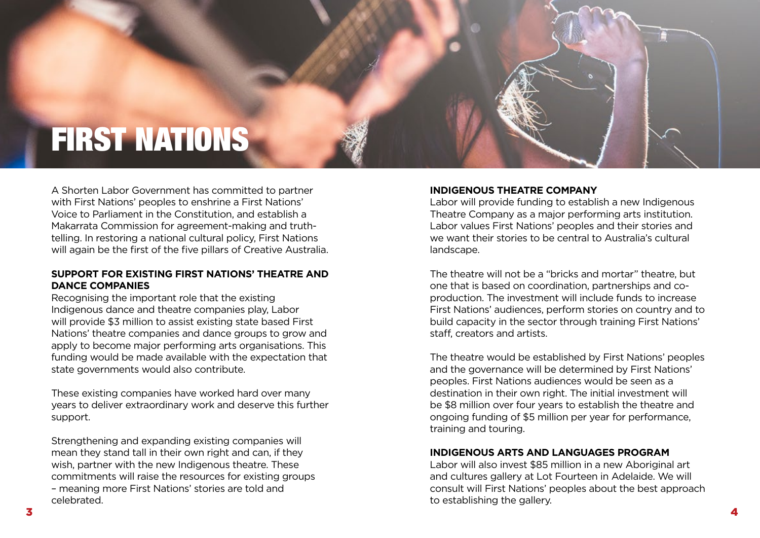# FIRST NATIONS

A Shorten Labor Government has committed to partner with First Nations' peoples to enshrine a First Nations' Voice to Parliament in the Constitution, and establish a Makarrata Commission for agreement-making and truth-telling. In restoring a national cultural policy, First Nations will again be the first of the five pillars of Creative Australia.

**SUPPORT FOR EXISTING FIRST NATIONS' THEATRE AND DANCE COMPANIES**

Recognising the important role that the existing Indigenous dance and theatre companies play, Labor will provide $3 million to assist existing state based First Nations' theatre companies and dance groups to grow and apply to become major performing arts organisations. This funding would be made available with the expectation that state governments would also contribute.

These existing companies have worked hard over many years to deliver extraordinary work and deserve this further support.

Strengthening and expanding existing companies will mean they stand tall in their own right and can, if they wish, partner with the new Indigenous theatre. These commitments will raise the resources for existing groups – meaning more First Nations' stories are told and celebrated.

**INDIGENOUS THEATRE COMPANY**

Labor will provide funding to establish a new Indigenous Theatre Company as a major performing arts institution. Labor values First Nations' peoples and their stories and we want their stories to be central to Australia's cultural landscape.

The theatre will not be a "bricks and mortar" theatre, but one that is based on coordination, partnerships and co-production. The investment will include funds to increase First Nations' audiences, perform stories on country and to build capacity in the sector through training First Nations' staff, creators and artists.

The theatre would be established by First Nations' peoples and the governance will be determined by First Nations' peoples. First Nations audiences would be seen as a destination in their own right. The initial investment will be $8 million over four years to establish the theatre and ongoing funding of $5 million per year for performance, training and touring.

**INDIGENOUS ARTS AND LANGUAGES PROGRAM**

Labor will also invest $85 million in a new Aboriginal art and cultures gallery at Lot Fourteen in Adelaide. We will consult will First Nations' peoples about the best approach to establishing the gallery.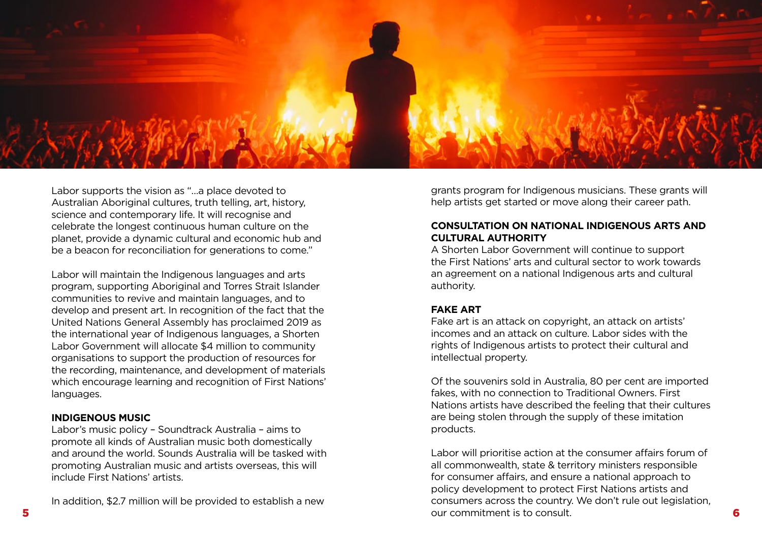Labor supports the vision as "...a place devoted to Australian Aboriginal cultures, truth telling, art, history, science and contemporary life. It will recognise and celebrate the longest continuous human culture on the planet, provide a dynamic cultural and economic hub and be a beacon for reconciliation for generations to come."

Labor will maintain the Indigenous languages and arts program, supporting Aboriginal and Torres Strait Islander communities to revive and maintain languages, and to develop and present art. In recognition of the fact that the United Nations General Assembly has proclaimed 2019 as the international year of Indigenous languages, a Shorten Labor Government will allocate $4 million to community organisations to support the production of resources for the recording, maintenance, and development of materials which encourage learning and recognition of First Nations' languages.

**INDIGENOUS MUSIC**

Labor's music policy – Soundtrack Australia – aims to promote all kinds of Australian music both domestically and around the world. Sounds Australia will be tasked with promoting Australian music and artists overseas, this will include First Nations' artists.

In addition, $2.7 million will be provided to establish a new grants program for Indigenous musicians. These grants will help artists get started or move along their career path.

**CONSULTATION ON NATIONAL INDIGENOUS ARTS AND CULTURAL AUTHORITY**

A Shorten Labor Government will continue to support the First Nations' arts and cultural sector to work towards an agreement on a national Indigenous arts and cultural authority.

**FAKE ART**

Fake art is an attack on copyright, an attack on artists' incomes and an attack on culture. Labor sides with the rights of Indigenous artists to protect their cultural and intellectual property.

Of the souvenirs sold in Australia, 80 per cent are imported fakes, with no connection to Traditional Owners. First Nations artists have described the feeling that their cultures are being stolen through the supply of these imitation products.

Labor will prioritise action at the consumer affairs forum of all commonwealth, state & territory ministers responsible for consumer affairs, and ensure a national approach to policy development to protect First Nations artists and consumers across the country. We don't rule out legislation, our commitment is to consult.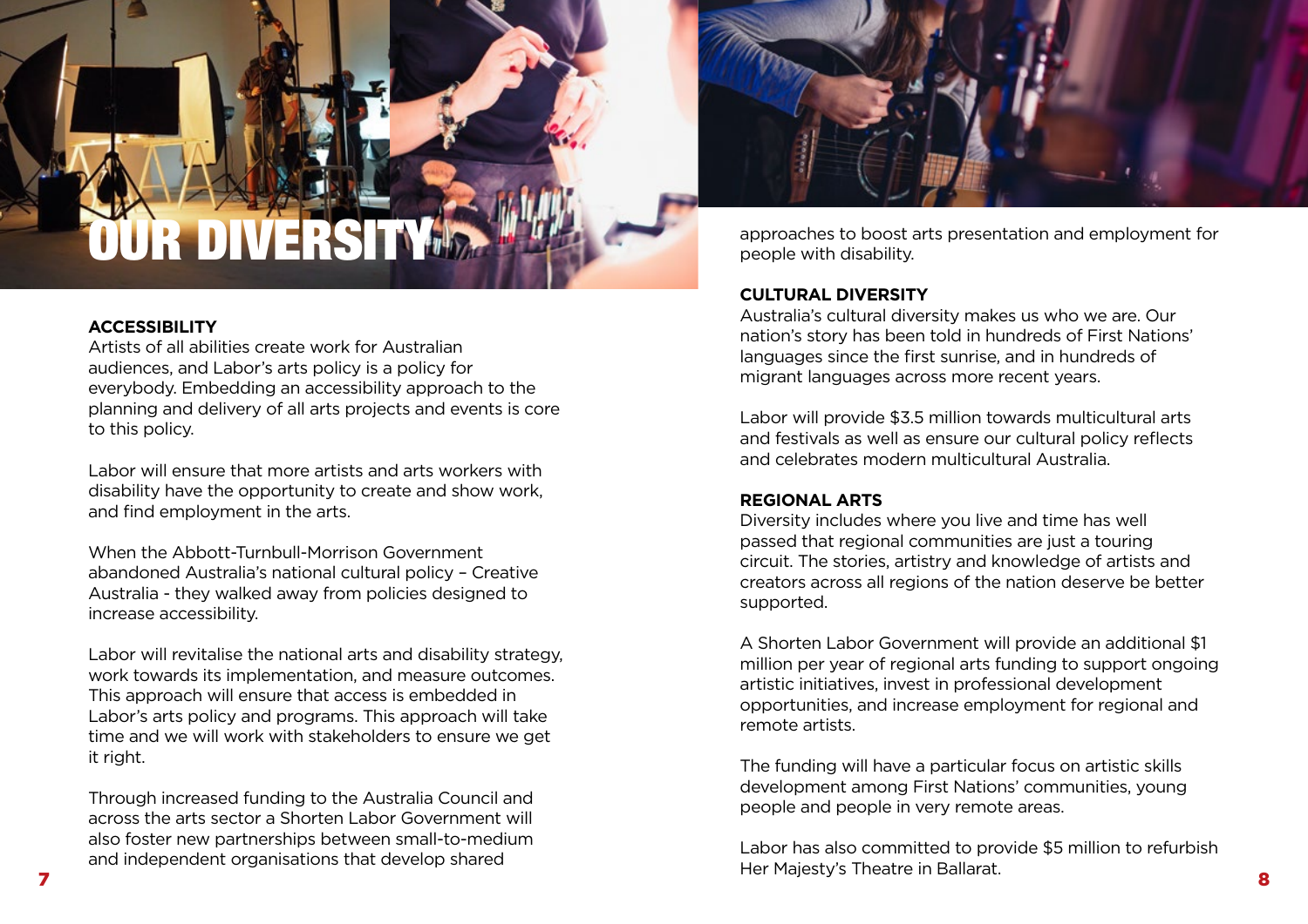# OUR DIVERSITY

## ACCESSIBILITY

Artists of all abilities create work for Australian audiences, and Labor's arts policy is a policy for everybody. Embedding an accessibility approach to the planning and delivery of all arts projects and events is core to this policy.

Labor will ensure that more artists and arts workers with disability have the opportunity to create and show work, and find employment in the arts.

When the Abbott-Turnbull-Morrison Government abandoned Australia's national cultural policy – Creative Australia - they walked away from policies designed to increase accessibility.

Labor will revitalise the national arts and disability strategy, work towards its implementation, and measure outcomes. This approach will ensure that access is embedded in Labor's arts policy and programs. This approach will take time and we will work with stakeholders to ensure we get it right.

Through increased funding to the Australia Council and across the arts sector a Shorten Labor Government will also foster new partnerships between small-to-medium and independent organisations that develop shared approaches to boost arts presentation and employment for people with disability.

## CULTURAL DIVERSITY

Australia's cultural diversity makes us who we are. Our nation's story has been told in hundreds of First Nations' languages since the first sunrise, and in hundreds of migrant languages across more recent years.

Labor will provide $3.5 million towards multicultural arts and festivals as well as ensure our cultural policy reflects and celebrates modern multicultural Australia.

## REGIONAL ARTS

Diversity includes where you live and time has well passed that regional communities are just a touring circuit. The stories, artistry and knowledge of artists and creators across all regions of the nation deserve be better supported.

A Shorten Labor Government will provide an additional $1 million per year of regional arts funding to support ongoing artistic initiatives, invest in professional development opportunities, and increase employment for regional and remote artists.

The funding will have a particular focus on artistic skills development among First Nations' communities, young people and people in very remote areas.

Labor has also committed to provide $5 million to refurbish Her Majesty's Theatre in Ballarat.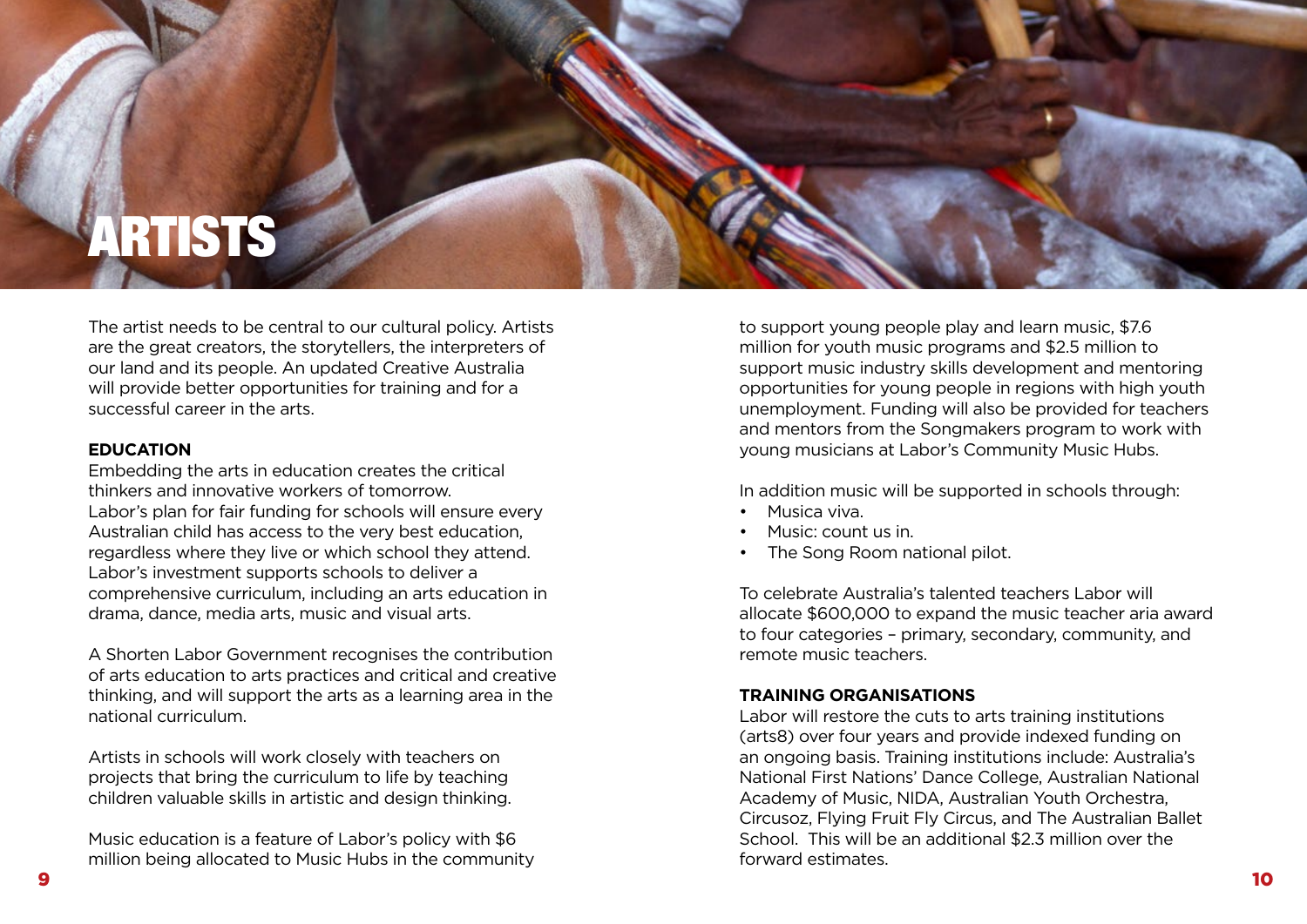# ARTISTS

The artist needs to be central to our cultural policy. Artists are the great creators, the storytellers, the interpreters of our land and its people. An updated Creative Australia will provide better opportunities for training and for a successful career in the arts.

**EDUCATION**

Embedding the arts in education creates the critical thinkers and innovative workers of tomorrow.
Labor's plan for fair funding for schools will ensure every Australian child has access to the very best education, regardless where they live or which school they attend. Labor's investment supports schools to deliver a comprehensive curriculum, including an arts education in drama, dance, media arts, music and visual arts.

A Shorten Labor Government recognises the contribution of arts education to arts practices and critical and creative thinking, and will support the arts as a learning area in the national curriculum.

Artists in schools will work closely with teachers on projects that bring the curriculum to life by teaching children valuable skills in artistic and design thinking.

Music education is a feature of Labor's policy with $6 million being allocated to Music Hubs in the community to support young people play and learn music, $7.6 million for youth music programs and $2.5 million to support music industry skills development and mentoring opportunities for young people in regions with high youth unemployment. Funding will also be provided for teachers and mentors from the Songmakers program to work with young musicians at Labor's Community Music Hubs.

In addition music will be supported in schools through:

- Musica viva.
- Music: count us in.
- The Song Room national pilot.

To celebrate Australia's talented teachers Labor will allocate $600,000 to expand the music teacher aria award to four categories – primary, secondary, community, and remote music teachers.

**TRAINING ORGANISATIONS**

Labor will restore the cuts to arts training institutions (arts8) over four years and provide indexed funding on an ongoing basis. Training institutions include: Australia's National First Nations' Dance College, Australian National Academy of Music, NIDA, Australian Youth Orchestra, Circusoz, Flying Fruit Fly Circus, and The Australian Ballet School. This will be an additional $2.3 million over the forward estimates.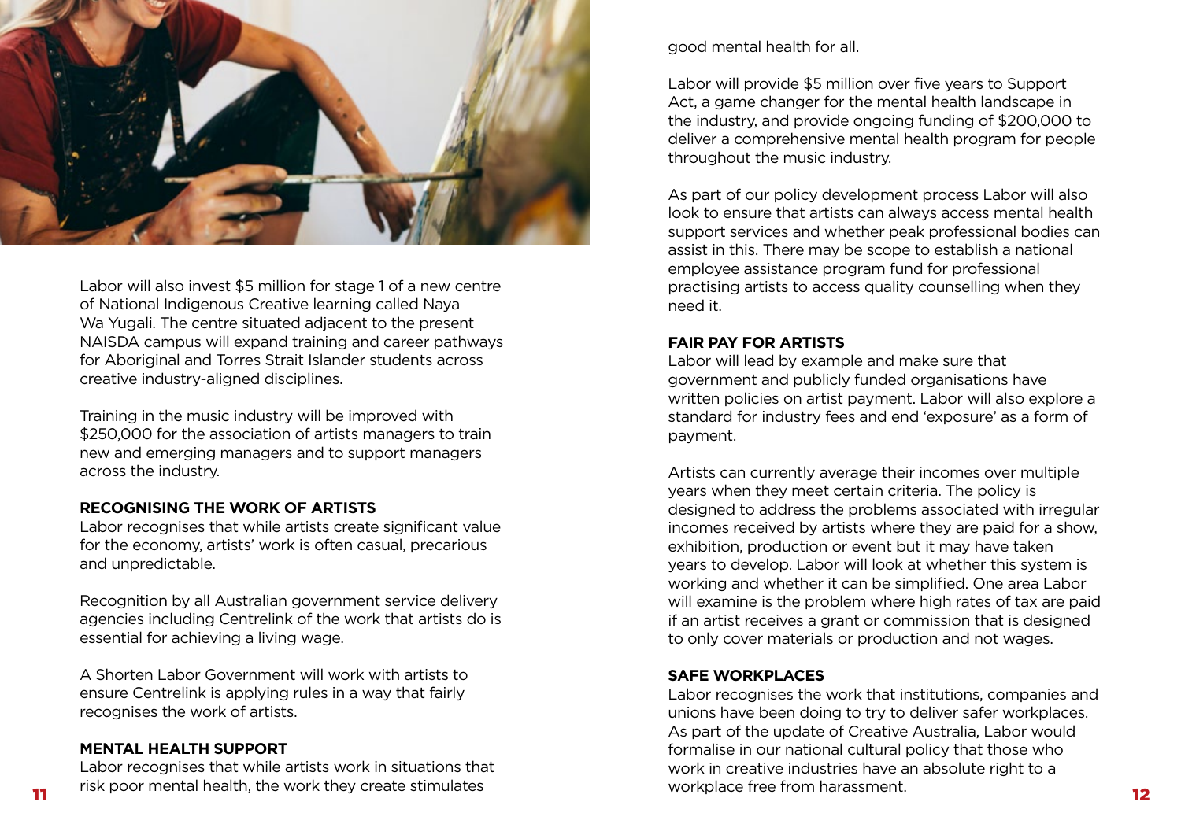Labor will also invest $5 million for stage 1 of a new centre of National Indigenous Creative learning called Naya Wa Yugali. The centre situated adjacent to the present NAISDA campus will expand training and career pathways for Aboriginal and Torres Strait Islander students across creative industry-aligned disciplines.

Training in the music industry will be improved with $250,000 for the association of artists managers to train new and emerging managers and to support managers across the industry.

**RECOGNISING THE WORK OF ARTISTS**

Labor recognises that while artists create significant value for the economy, artists' work is often casual, precarious and unpredictable.

Recognition by all Australian government service delivery agencies including Centrelink of the work that artists do is essential for achieving a living wage.

A Shorten Labor Government will work with artists to ensure Centrelink is applying rules in a way that fairly recognises the work of artists.

**MENTAL HEALTH SUPPORT**

Labor recognises that while artists work in situations that risk poor mental health, the work they create stimulates good mental health for all.

Labor will provide $5 million over five years to Support Act, a game changer for the mental health landscape in the industry, and provide ongoing funding of $200,000 to deliver a comprehensive mental health program for people throughout the music industry.

As part of our policy development process Labor will also look to ensure that artists can always access mental health support services and whether peak professional bodies can assist in this. There may be scope to establish a national employee assistance program fund for professional practising artists to access quality counselling when they need it.

**FAIR PAY FOR ARTISTS**

Labor will lead by example and make sure that government and publicly funded organisations have written policies on artist payment. Labor will also explore a standard for industry fees and end 'exposure' as a form of payment.

Artists can currently average their incomes over multiple years when they meet certain criteria. The policy is designed to address the problems associated with irregular incomes received by artists where they are paid for a show, exhibition, production or event but it may have taken years to develop. Labor will look at whether this system is working and whether it can be simplified. One area Labor will examine is the problem where high rates of tax are paid if an artist receives a grant or commission that is designed to only cover materials or production and not wages.

**SAFE WORKPLACES**

Labor recognises the work that institutions, companies and unions have been doing to try to deliver safer workplaces. As part of the update of Creative Australia, Labor would formalise in our national cultural policy that those who work in creative industries have an absolute right to a workplace free from harassment.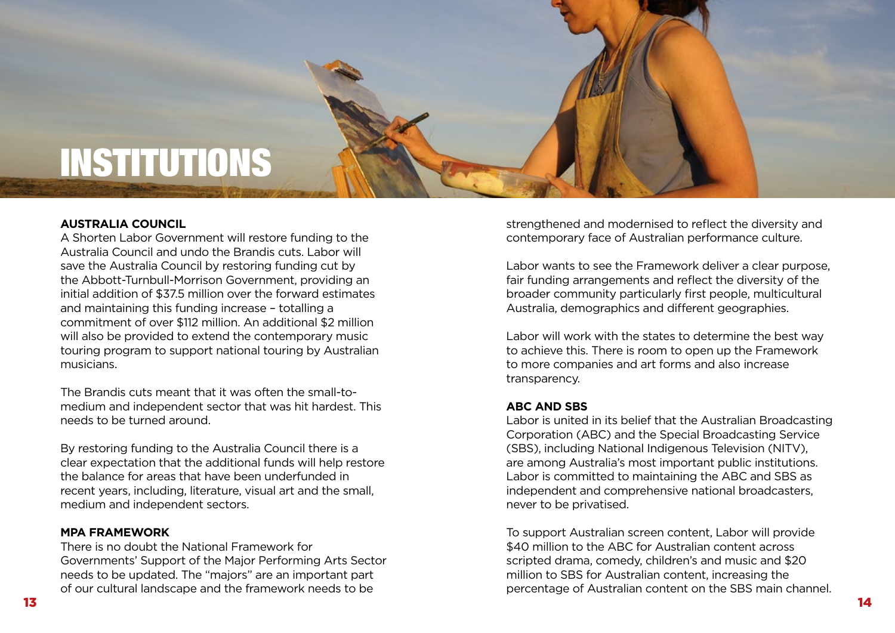# INSTITUTIONS

### AUSTRALIA COUNCIL

A Shorten Labor Government will restore funding to the Australia Council and undo the Brandis cuts. Labor will save the Australia Council by restoring funding cut by the Abbott-Turnbull-Morrison Government, providing an initial addition of $37.5 million over the forward estimates and maintaining this funding increase – totalling a commitment of over $112 million. An additional $2 million will also be provided to extend the contemporary music touring program to support national touring by Australian musicians.

The Brandis cuts meant that it was often the small-to-medium and independent sector that was hit hardest. This needs to be turned around.

By restoring funding to the Australia Council there is a clear expectation that the additional funds will help restore the balance for areas that have been underfunded in recent years, including, literature, visual art and the small, medium and independent sectors.

### MPA FRAMEWORK

There is no doubt the National Framework for Governments' Support of the Major Performing Arts Sector needs to be updated. The "majors" are an important part of our cultural landscape and the framework needs to be strengthened and modernised to reflect the diversity and contemporary face of Australian performance culture.

Labor wants to see the Framework deliver a clear purpose, fair funding arrangements and reflect the diversity of the broader community particularly first people, multicultural Australia, demographics and different geographies.

Labor will work with the states to determine the best way to achieve this. There is room to open up the Framework to more companies and art forms and also increase transparency.

### ABC AND SBS

Labor is united in its belief that the Australian Broadcasting Corporation (ABC) and the Special Broadcasting Service (SBS), including National Indigenous Television (NITV), are among Australia's most important public institutions. Labor is committed to maintaining the ABC and SBS as independent and comprehensive national broadcasters, never to be privatised.

To support Australian screen content, Labor will provide $40 million to the ABC for Australian content across scripted drama, comedy, children's and music and $20 million to SBS for Australian content, increasing the percentage of Australian content on the SBS main channel.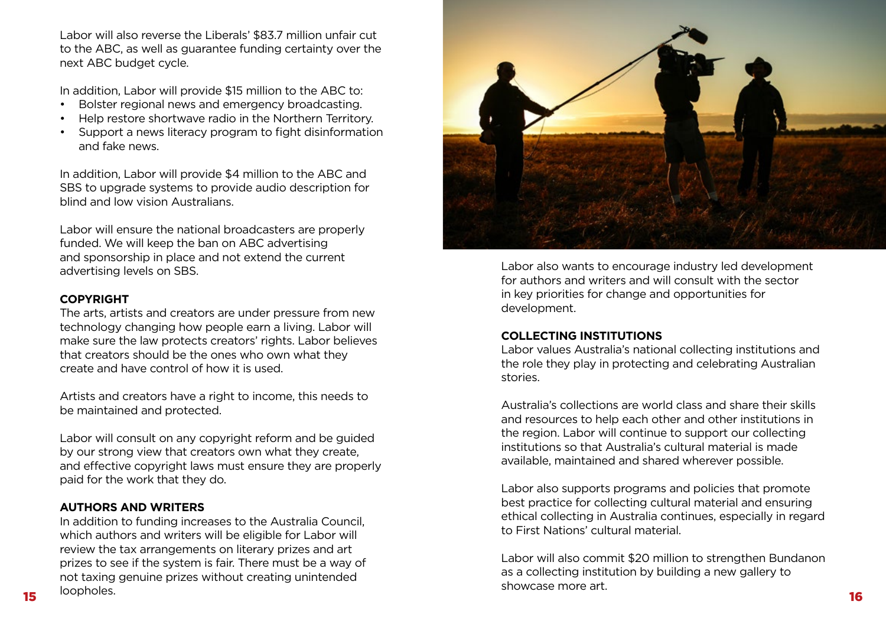Labor will also reverse the Liberals' $83.7 million unfair cut to the ABC, as well as guarantee funding certainty over the next ABC budget cycle.

In addition, Labor will provide $15 million to the ABC to:

- Bolster regional news and emergency broadcasting.
- Help restore shortwave radio in the Northern Territory.
- Support a news literacy program to fight disinformation and fake news.

In addition, Labor will provide $4 million to the ABC and SBS to upgrade systems to provide audio description for blind and low vision Australians.

Labor will ensure the national broadcasters are properly funded. We will keep the ban on ABC advertising and sponsorship in place and not extend the current advertising levels on SBS.

**COPYRIGHT**

The arts, artists and creators are under pressure from new technology changing how people earn a living. Labor will make sure the law protects creators' rights. Labor believes that creators should be the ones who own what they create and have control of how it is used.

Artists and creators have a right to income, this needs to be maintained and protected.

Labor will consult on any copyright reform and be guided by our strong view that creators own what they create, and effective copyright laws must ensure they are properly paid for the work that they do.

**AUTHORS AND WRITERS**

In addition to funding increases to the Australia Council, which authors and writers will be eligible for Labor will review the tax arrangements on literary prizes and art prizes to see if the system is fair. There must be a way of not taxing genuine prizes without creating unintended loopholes.

Labor also wants to encourage industry led development for authors and writers and will consult with the sector in key priorities for change and opportunities for development.

**COLLECTING INSTITUTIONS**

Labor values Australia's national collecting institutions and the role they play in protecting and celebrating Australian stories.

Australia's collections are world class and share their skills and resources to help each other and other institutions in the region. Labor will continue to support our collecting institutions so that Australia's cultural material is made available, maintained and shared wherever possible.

Labor also supports programs and policies that promote best practice for collecting cultural material and ensuring ethical collecting in Australia continues, especially in regard to First Nations' cultural material.

Labor will also commit $20 million to strengthen Bundanon as a collecting institution by building a new gallery to showcase more art.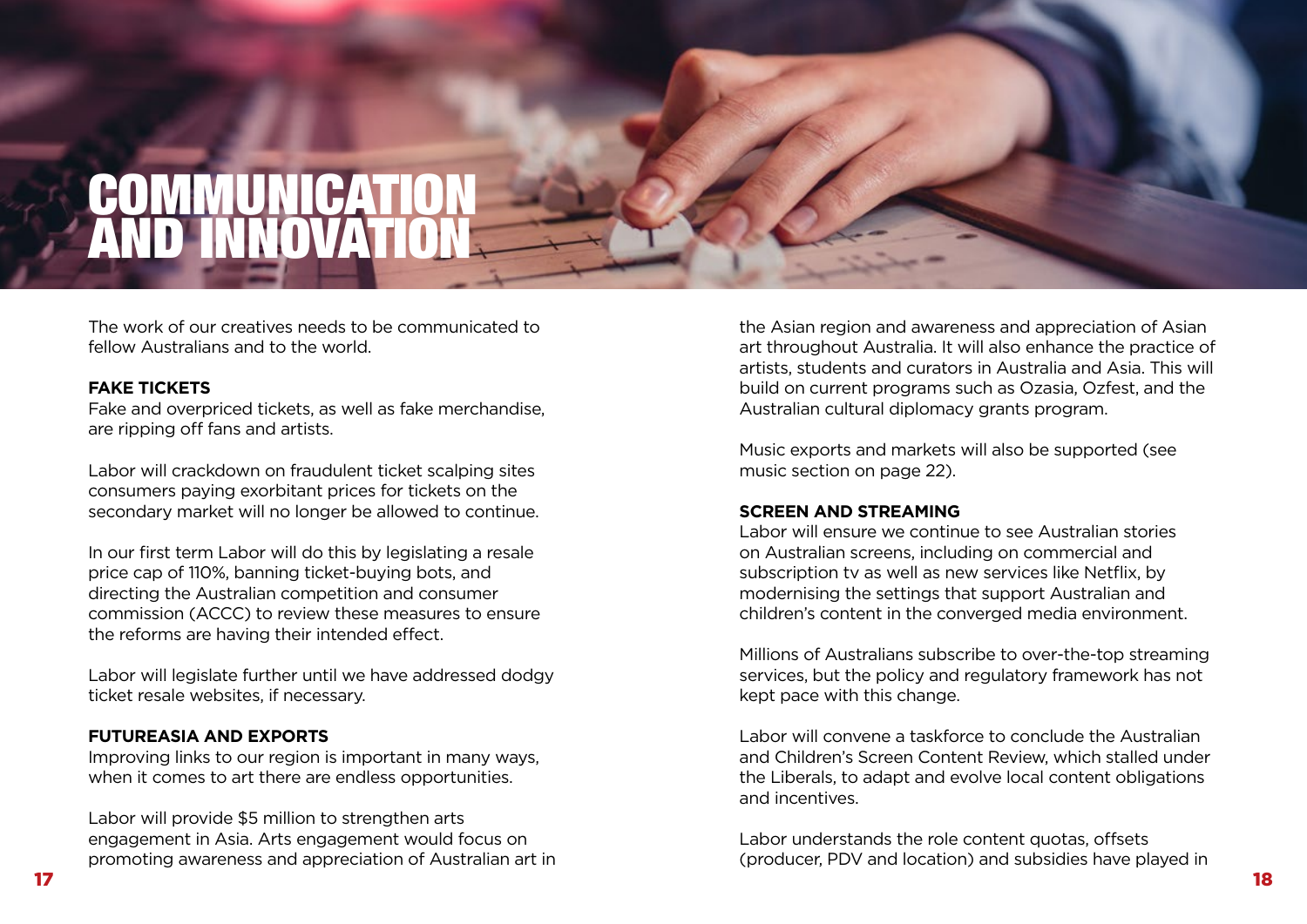# COMMUNICATION AND INNOVATION

The work of our creatives needs to be communicated to fellow Australians and to the world.

**FAKE TICKETS**

Fake and overpriced tickets, as well as fake merchandise, are ripping off fans and artists.

Labor will crackdown on fraudulent ticket scalping sites consumers paying exorbitant prices for tickets on the secondary market will no longer be allowed to continue.

In our first term Labor will do this by legislating a resale price cap of 110%, banning ticket-buying bots, and directing the Australian competition and consumer commission (ACCC) to review these measures to ensure the reforms are having their intended effect.

Labor will legislate further until we have addressed dodgy ticket resale websites, if necessary.

**FUTUREASIA AND EXPORTS**

Improving links to our region is important in many ways, when it comes to art there are endless opportunities.

Labor will provide $5 million to strengthen arts engagement in Asia. Arts engagement would focus on promoting awareness and appreciation of Australian art in the Asian region and awareness and appreciation of Asian art throughout Australia. It will also enhance the practice of artists, students and curators in Australia and Asia. This will build on current programs such as Ozasia, Ozfest, and the Australian cultural diplomacy grants program.

Music exports and markets will also be supported (see music section on page 22).

**SCREEN AND STREAMING**

Labor will ensure we continue to see Australian stories on Australian screens, including on commercial and subscription tv as well as new services like Netflix, by modernising the settings that support Australian and children's content in the converged media environment.

Millions of Australians subscribe to over-the-top streaming services, but the policy and regulatory framework has not kept pace with this change.

Labor will convene a taskforce to conclude the Australian and Children's Screen Content Review, which stalled under the Liberals, to adapt and evolve local content obligations and incentives.

Labor understands the role content quotas, offsets (producer, PDV and location) and subsidies have played in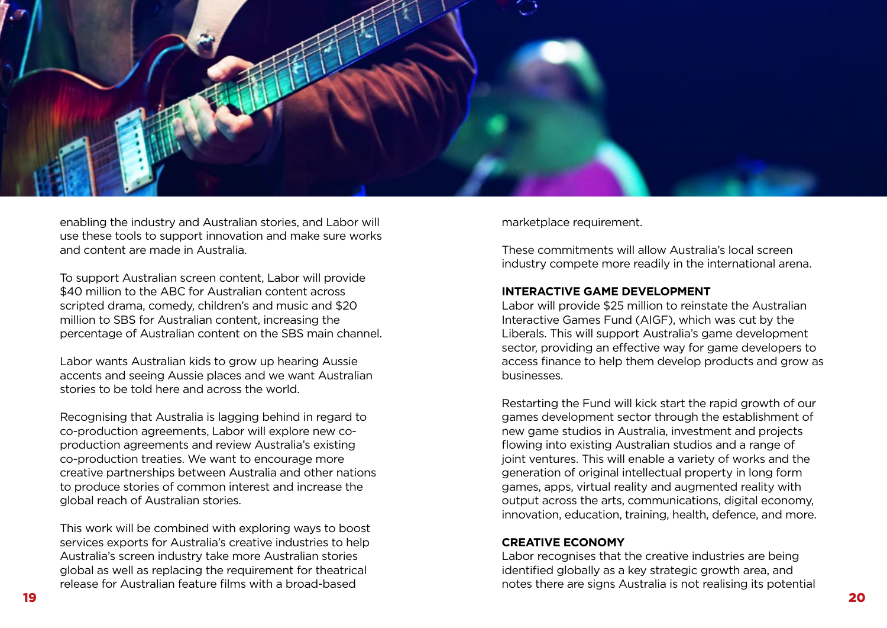enabling the industry and Australian stories, and Labor will use these tools to support innovation and make sure works and content are made in Australia.

To support Australian screen content, Labor will provide $40 million to the ABC for Australian content across scripted drama, comedy, children's and music and $20 million to SBS for Australian content, increasing the percentage of Australian content on the SBS main channel.

Labor wants Australian kids to grow up hearing Aussie accents and seeing Aussie places and we want Australian stories to be told here and across the world.

Recognising that Australia is lagging behind in regard to co-production agreements, Labor will explore new co-production agreements and review Australia's existing co-production treaties. We want to encourage more creative partnerships between Australia and other nations to produce stories of common interest and increase the global reach of Australian stories.

This work will be combined with exploring ways to boost services exports for Australia's creative industries to help Australia's screen industry take more Australian stories global as well as replacing the requirement for theatrical release for Australian feature films with a broad-based marketplace requirement.

These commitments will allow Australia's local screen industry compete more readily in the international arena.

### INTERACTIVE GAME DEVELOPMENT

Labor will provide $25 million to reinstate the Australian Interactive Games Fund (AIGF), which was cut by the Liberals. This will support Australia's game development sector, providing an effective way for game developers to access finance to help them develop products and grow as businesses.

Restarting the Fund will kick start the rapid growth of our games development sector through the establishment of new game studios in Australia, investment and projects flowing into existing Australian studios and a range of joint ventures. This will enable a variety of works and the generation of original intellectual property in long form games, apps, virtual reality and augmented reality with output across the arts, communications, digital economy, innovation, education, training, health, defence, and more.

### CREATIVE ECONOMY

Labor recognises that the creative industries are being identified globally as a key strategic growth area, and notes there are signs Australia is not realising its potential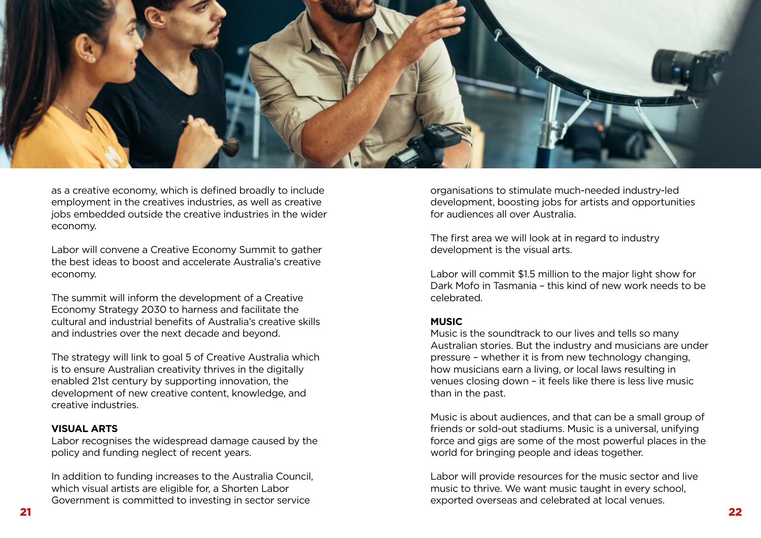as a creative economy, which is defined broadly to include employment in the creatives industries, as well as creative jobs embedded outside the creative industries in the wider economy.

Labor will convene a Creative Economy Summit to gather the best ideas to boost and accelerate Australia's creative economy.

The summit will inform the development of a Creative Economy Strategy 2030 to harness and facilitate the cultural and industrial benefits of Australia's creative skills and industries over the next decade and beyond.

The strategy will link to goal 5 of Creative Australia which is to ensure Australian creativity thrives in the digitally enabled 21st century by supporting innovation, the development of new creative content, knowledge, and creative industries.

**VISUAL ARTS**

Labor recognises the widespread damage caused by the policy and funding neglect of recent years.

In addition to funding increases to the Australia Council, which visual artists are eligible for, a Shorten Labor Government is committed to investing in sector service organisations to stimulate much-needed industry-led development, boosting jobs for artists and opportunities for audiences all over Australia.

The first area we will look at in regard to industry development is the visual arts.

Labor will commit $1.5 million to the major light show for Dark Mofo in Tasmania – this kind of new work needs to be celebrated.

**MUSIC**

Music is the soundtrack to our lives and tells so many Australian stories. But the industry and musicians are under pressure – whether it is from new technology changing, how musicians earn a living, or local laws resulting in venues closing down – it feels like there is less live music than in the past.

Music is about audiences, and that can be a small group of friends or sold-out stadiums. Music is a universal, unifying force and gigs are some of the most powerful places in the world for bringing people and ideas together.

Labor will provide resources for the music sector and live music to thrive. We want music taught in every school, exported overseas and celebrated at local venues.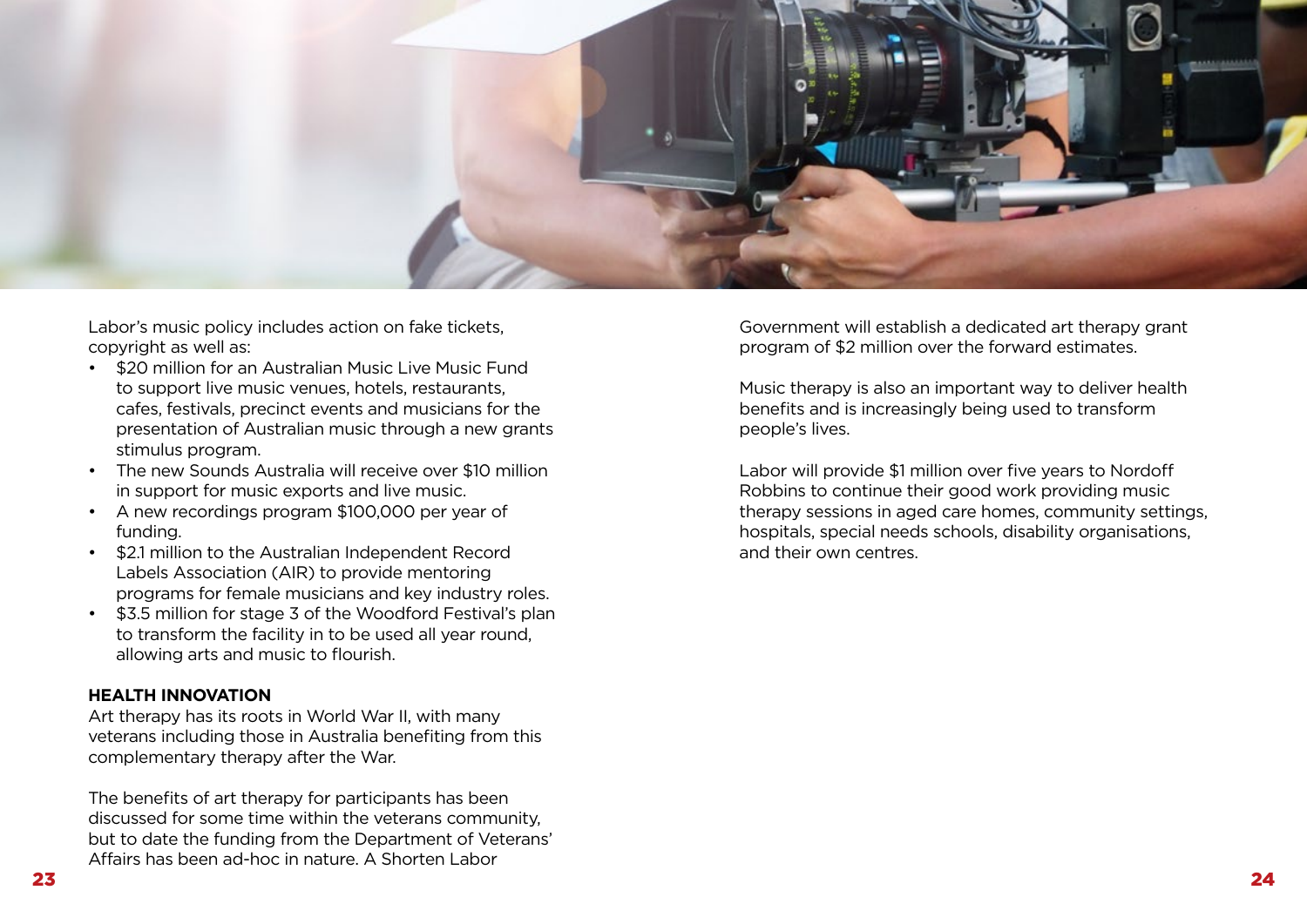Labor's music policy includes action on fake tickets, copyright as well as:

- $20 million for an Australian Music Live Music Fund to support live music venues, hotels, restaurants, cafes, festivals, precinct events and musicians for the presentation of Australian music through a new grants stimulus program.
- The new Sounds Australia will receive over $10 million in support for music exports and live music.
- A new recordings program $100,000 per year of funding.
- $2.1 million to the Australian Independent Record Labels Association (AIR) to provide mentoring programs for female musicians and key industry roles.
- $3.5 million for stage 3 of the Woodford Festival's plan to transform the facility in to be used all year round, allowing arts and music to flourish.

**HEALTH INNOVATION**

Art therapy has its roots in World War II, with many veterans including those in Australia benefiting from this complementary therapy after the War.

The benefits of art therapy for participants has been discussed for some time within the veterans community, but to date the funding from the Department of Veterans' Affairs has been ad-hoc in nature. A Shorten Labor Government will establish a dedicated art therapy grant program of $2 million over the forward estimates.

Music therapy is also an important way to deliver health benefits and is increasingly being used to transform people's lives.

Labor will provide $1 million over five years to Nordoff Robbins to continue their good work providing music therapy sessions in aged care homes, community settings, hospitals, special needs schools, disability organisations, and their own centres.